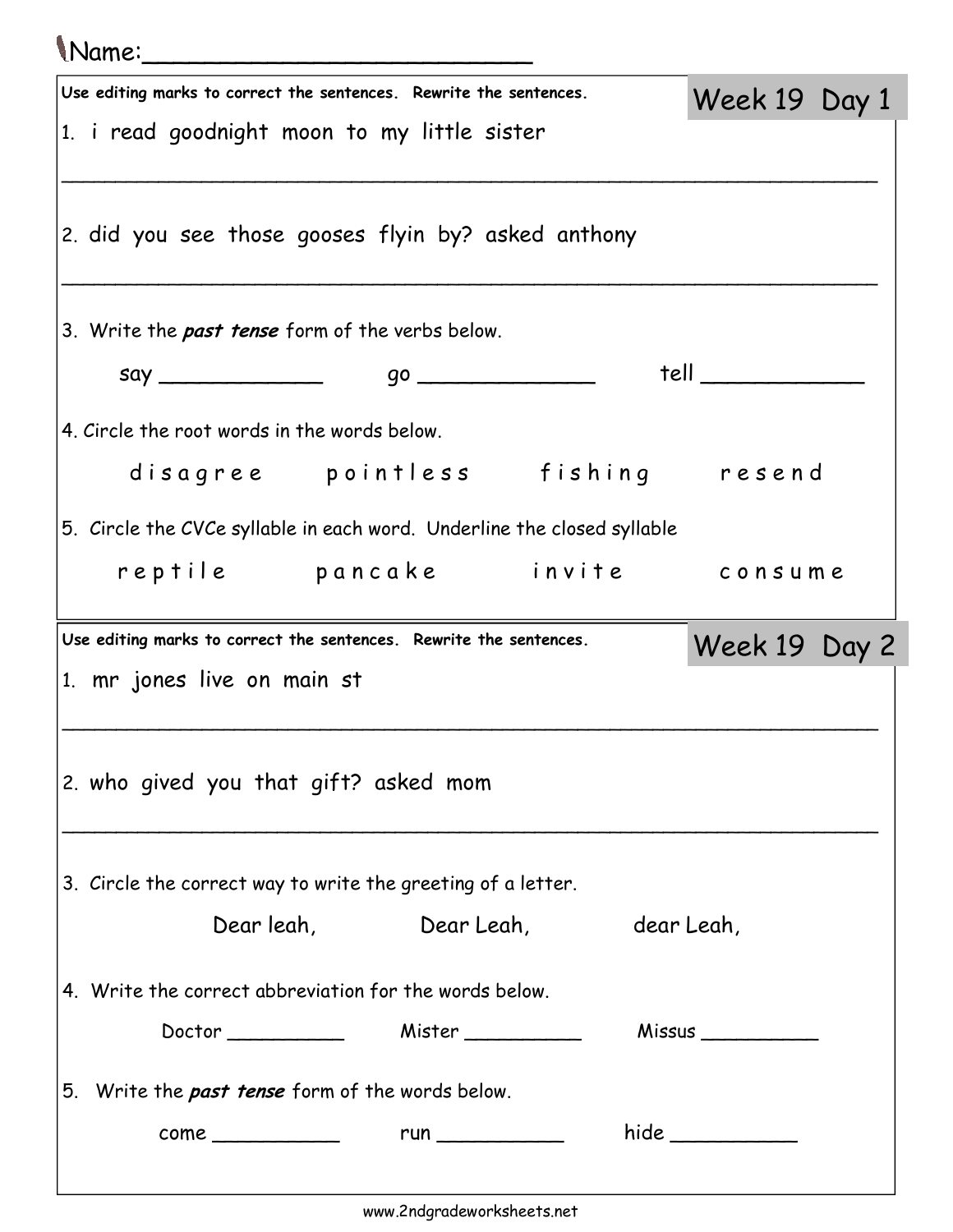Name:________________________

## Week 19 Day 1

Use editing marks to correct the sentences. Rewrite the sentences.

1. i read goodnight moon to my little sister

______________________________________________________________

2. did you see those gooses flyin by? asked anthony

______________________________________________________________

3. Write the ***past tense*** form of the verbs below.

say ____________ go _____________ tell ____________

4. Circle the root words in the words below.

d i s a g r e e p o i n t l e s s f i s h i n g r e s e n d

5. Circle the CVCe syllable in each word. Underline the closed syllable

r e p t i l e p a n c a k e i n v i t e c o n s u m e

## Week 19 Day 2

Use editing marks to correct the sentences. Rewrite the sentences.

1. mr jones live on main st

______________________________________________________________

2. who gived you that gift? asked mom

______________________________________________________________

3. Circle the correct way to write the greeting of a letter.

Dear leah, Dear Leah, dear Leah,

4. Write the correct abbreviation for the words below.

Doctor __________ Mister __________ Missus __________

5. Write the ***past tense*** form of the words below.

come __________ run __________ hide __________

www.2ndgradeworksheets.net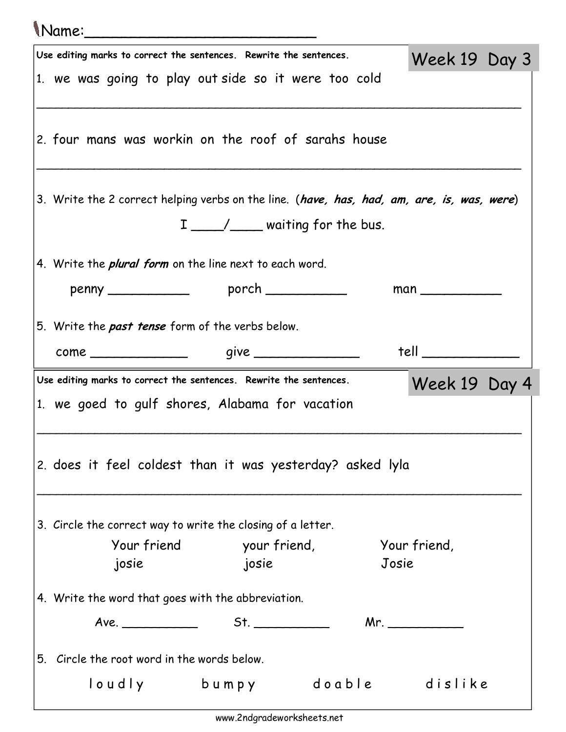Name:\_\_\_\_\_\_\_\_\_\_\_\_\_\_\_\_\_\_\_\_\_\_\_\_\_\_

## Week 19 Day 3

Use editing marks to correct the sentences. Rewrite the sentences.

1. we was going to play out side so it were too cold

_______________________________________________________________

2. four mans was workin on the roof of sarahs house

_______________________________________________________________

3. Write the 2 correct helping verbs on the line. (***have, has, had, am, are, is, was, were***)

I ____/____ waiting for the bus.

4. Write the ***plural form*** on the line next to each word.

penny __________ porch __________ man __________

5. Write the ***past tense*** form of the verbs below.

come ____________ give _____________ tell ____________

## Week 19 Day 4

Use editing marks to correct the sentences. Rewrite the sentences.

1. we goed to gulf shores, Alabama for vacation

_______________________________________________________________

2. does it feel coldest than it was yesterday? asked lyla

_______________________________________________________________

3. Circle the correct way to write the closing of a letter.

| Your friend<br>josie | your friend,<br>josie | Your friend,<br>Josie |
|---|---|---|

4. Write the word that goes with the abbreviation.

Ave. __________ St. __________ Mr. __________

5. Circle the root word in the words below.

l o u d l y b u m p y d o a b l e d i s l i k e

www.2ndgradeworksheets.net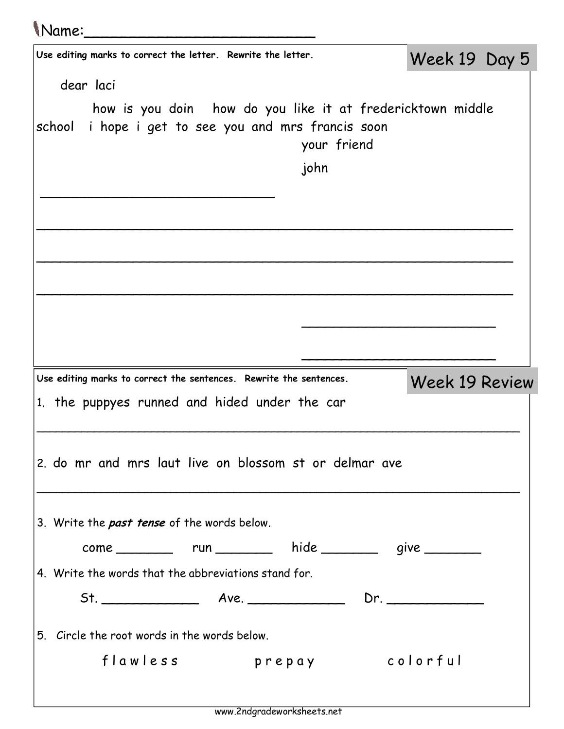Name:_________________________

Use editing marks to correct the letter. Rewrite the letter.

**Week 19 Day 5**

dear laci

how is you doin how do you like it at fredericktown middle school i hope i get to see you and mrs francis soon

your friend

john

______________________________

_______________________________________________________________

_______________________________________________________________

_______________________________________________________________

_________________________

_________________________

Use editing marks to correct the sentences. Rewrite the sentences.

**Week 19 Review**

1. the puppyes runned and hided under the car

_______________________________________________________________

2. do mr and mrs laut live on blossom st or delmar ave

_______________________________________________________________

3. Write the ***past tense*** of the words below.

come _______ run _______ hide _______ give _______

4. Write the words that the abbreviations stand for.

St. ____________ Ave. ____________ Dr. ____________

5. Circle the root words in the words below.

f l a w l e s s p r e p a y c o l o r f u l

www.2ndgradeworksheets.net